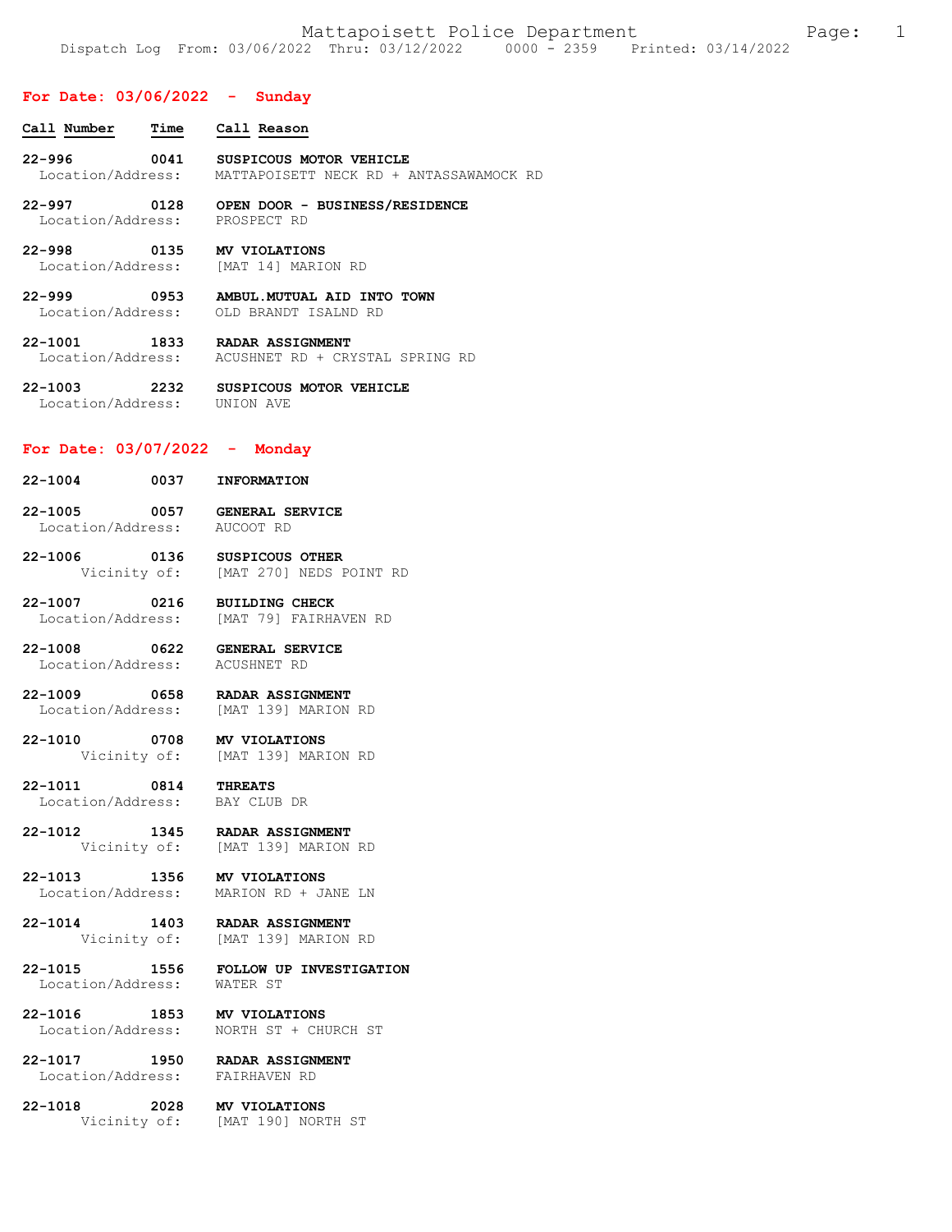Dispatch Log From: 03/06/2022 Thru: 03/12/2022 0000 - 2359 Printed: 03/14/2022

## For Date: 03/06/2022 - Sunday

| Call Number | Time | Call Reason |
|---|---|---|
| 22-996 | 0041 | **SUSPICOUS MOTOR VEHICLE** |
| Location/Address: | | MATTAPOISETT NECK RD + ANTASSAWAMOCK RD |
| 22-997 | 0128 | **OPEN DOOR - BUSINESS/RESIDENCE** |
| Location/Address: | | PROSPECT RD |
| 22-998 | 0135 | **MV VIOLATIONS** |
| Location/Address: | | [MAT 14] MARION RD |
| 22-999 | 0953 | **AMBUL.MUTUAL AID INTO TOWN** |
| Location/Address: | | OLD BRANDT ISALND RD |
| 22-1001 | 1833 | **RADAR ASSIGNMENT** |
| Location/Address: | | ACUSHNET RD + CRYSTAL SPRING RD |
| 22-1003 | 2232 | **SUSPICOUS MOTOR VEHICLE** |
| Location/Address: | | UNION AVE |

## For Date: 03/07/2022 - Monday

| Call Number | Time | Call Reason |
|---|---|---|
| 22-1004 | 0037 | **INFORMATION** |
| 22-1005 | 0057 | **GENERAL SERVICE** |
| Location/Address: | | AUCOOT RD |
| 22-1006 | 0136 | **SUSPICOUS OTHER** |
| Vicinity of: | | [MAT 270] NEDS POINT RD |
| 22-1007 | 0216 | **BUILDING CHECK** |
| Location/Address: | | [MAT 79] FAIRHAVEN RD |
| 22-1008 | 0622 | **GENERAL SERVICE** |
| Location/Address: | | ACUSHNET RD |
| 22-1009 | 0658 | **RADAR ASSIGNMENT** |
| Location/Address: | | [MAT 139] MARION RD |
| 22-1010 | 0708 | **MV VIOLATIONS** |
| Vicinity of: | | [MAT 139] MARION RD |
| 22-1011 | 0814 | **THREATS** |
| Location/Address: | | BAY CLUB DR |
| 22-1012 | 1345 | **RADAR ASSIGNMENT** |
| Vicinity of: | | [MAT 139] MARION RD |
| 22-1013 | 1356 | **MV VIOLATIONS** |
| Location/Address: | | MARION RD + JANE LN |
| 22-1014 | 1403 | **RADAR ASSIGNMENT** |
| Vicinity of: | | [MAT 139] MARION RD |
| 22-1015 | 1556 | **FOLLOW UP INVESTIGATION** |
| Location/Address: | | WATER ST |
| 22-1016 | 1853 | **MV VIOLATIONS** |
| Location/Address: | | NORTH ST + CHURCH ST |
| 22-1017 | 1950 | **RADAR ASSIGNMENT** |
| Location/Address: | | FAIRHAVEN RD |
| 22-1018 | 2028 | **MV VIOLATIONS** |
| Vicinity of: | | [MAT 190] NORTH ST |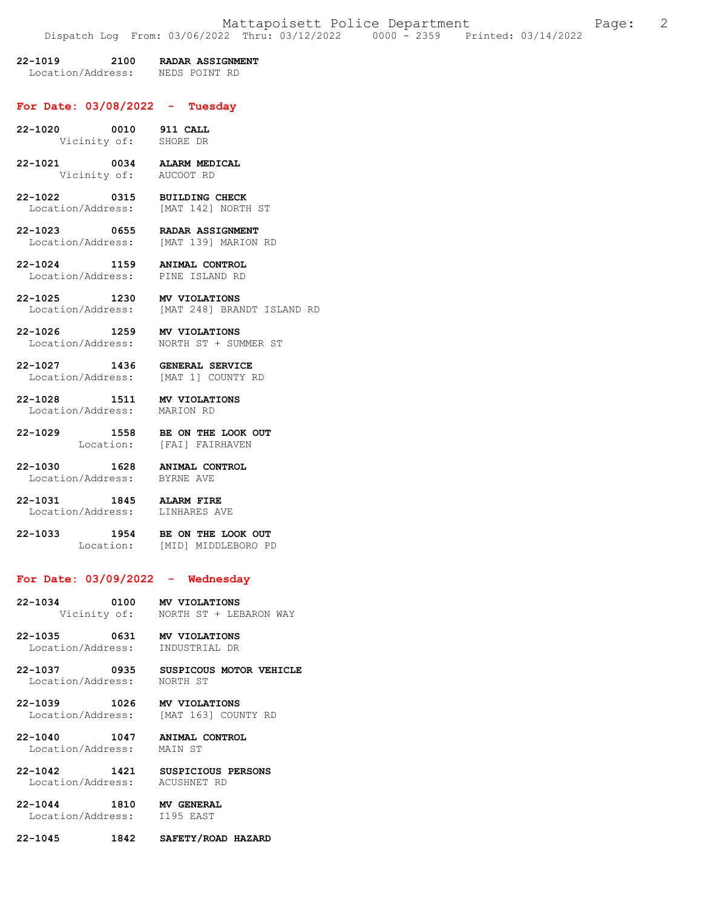**22-1019 2100 RADAR ASSIGNMENT**
Location/Address: NEDS POINT RD

## For Date: 03/08/2022 - Tuesday

**22-1020 0010 911 CALL**
Vicinity of: SHORE DR

**22-1021 0034 ALARM MEDICAL**
Vicinity of: AUCOOT RD

**22-1022 0315 BUILDING CHECK**
Location/Address: [MAT 142] NORTH ST

**22-1023 0655 RADAR ASSIGNMENT**
Location/Address: [MAT 139] MARION RD

**22-1024 1159 ANIMAL CONTROL**
Location/Address: PINE ISLAND RD

**22-1025 1230 MV VIOLATIONS**
Location/Address: [MAT 248] BRANDT ISLAND RD

**22-1026 1259 MV VIOLATIONS**
Location/Address: NORTH ST + SUMMER ST

**22-1027 1436 GENERAL SERVICE**
Location/Address: [MAT 1] COUNTY RD

**22-1028 1511 MV VIOLATIONS**
Location/Address: MARION RD

**22-1029 1558 BE ON THE LOOK OUT**
Location: [FAI] FAIRHAVEN

**22-1030 1628 ANIMAL CONTROL**
Location/Address: BYRNE AVE

**22-1031 1845 ALARM FIRE**
Location/Address: LINHARES AVE

**22-1033 1954 BE ON THE LOOK OUT**
Location: [MID] MIDDLEBORO PD

## For Date: 03/09/2022 - Wednesday

**22-1034 0100 MV VIOLATIONS**
Vicinity of: NORTH ST + LEBARON WAY

**22-1035 0631 MV VIOLATIONS**
Location/Address: INDUSTRIAL DR

**22-1037 0935 SUSPICOUS MOTOR VEHICLE**
Location/Address: NORTH ST

**22-1039 1026 MV VIOLATIONS**
Location/Address: [MAT 163] COUNTY RD

**22-1040 1047 ANIMAL CONTROL**
Location/Address: MAIN ST

**22-1042 1421 SUSPICIOUS PERSONS**
Location/Address: ACUSHNET RD

**22-1044 1810 MV GENERAL**
Location/Address: I195 EAST

**22-1045 1842 SAFETY/ROAD HAZARD**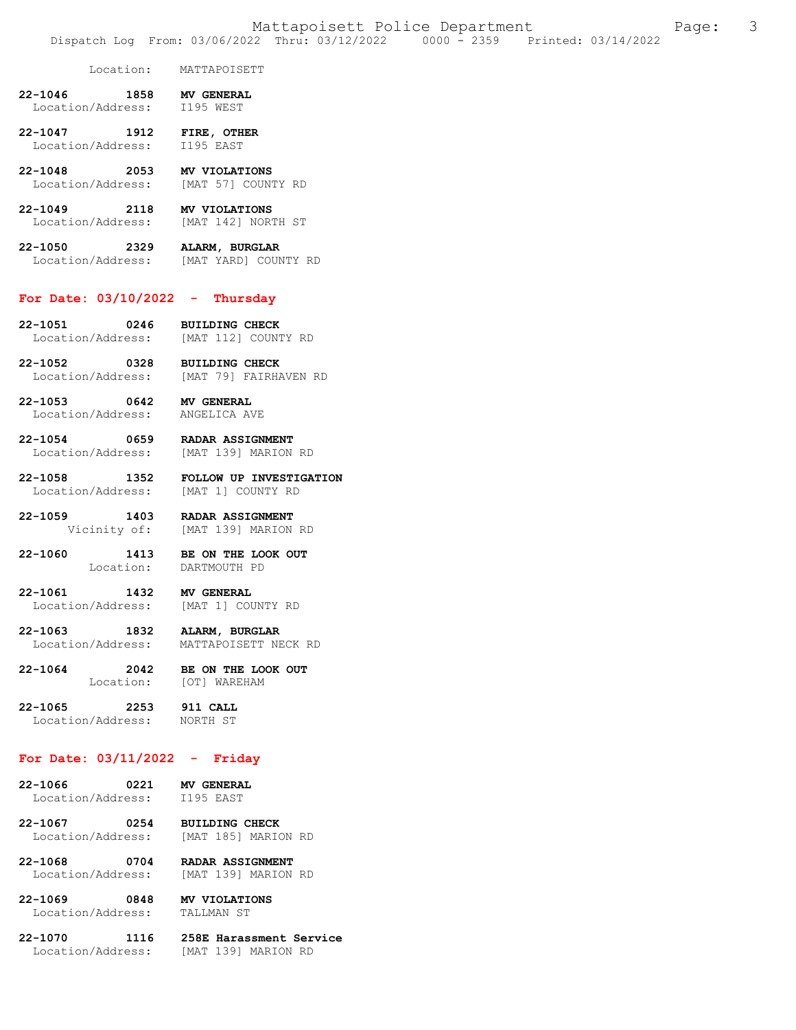Location: MATTAPOISETT

**22-1046 1858 MV GENERAL**
Location/Address: I195 WEST

**22-1047 1912 FIRE, OTHER**
Location/Address: I195 EAST

**22-1048 2053 MV VIOLATIONS**
Location/Address: [MAT 57] COUNTY RD

**22-1049 2118 MV VIOLATIONS**
Location/Address: [MAT 142] NORTH ST

**22-1050 2329 ALARM, BURGLAR**
Location/Address: [MAT YARD] COUNTY RD

## For Date: 03/10/2022 - Thursday

**22-1051 0246 BUILDING CHECK**
Location/Address: [MAT 112] COUNTY RD

**22-1052 0328 BUILDING CHECK**
Location/Address: [MAT 79] FAIRHAVEN RD

**22-1053 0642 MV GENERAL**
Location/Address: ANGELICA AVE

**22-1054 0659 RADAR ASSIGNMENT**
Location/Address: [MAT 139] MARION RD

**22-1058 1352 FOLLOW UP INVESTIGATION**
Location/Address: [MAT 1] COUNTY RD

**22-1059 1403 RADAR ASSIGNMENT**
Vicinity of: [MAT 139] MARION RD

**22-1060 1413 BE ON THE LOOK OUT**
Location: DARTMOUTH PD

**22-1061 1432 MV GENERAL**
Location/Address: [MAT 1] COUNTY RD

**22-1063 1832 ALARM, BURGLAR**
Location/Address: MATTAPOISETT NECK RD

**22-1064 2042 BE ON THE LOOK OUT**
Location: [OT] WAREHAM

**22-1065 2253 911 CALL**
Location/Address: NORTH ST

## For Date: 03/11/2022 - Friday

**22-1066 0221 MV GENERAL**
Location/Address: I195 EAST

**22-1067 0254 BUILDING CHECK**
Location/Address: [MAT 185] MARION RD

**22-1068 0704 RADAR ASSIGNMENT**
Location/Address: [MAT 139] MARION RD

**22-1069 0848 MV VIOLATIONS**
Location/Address: TALLMAN ST

**22-1070 1116 258E Harassment Service**
Location/Address: [MAT 139] MARION RD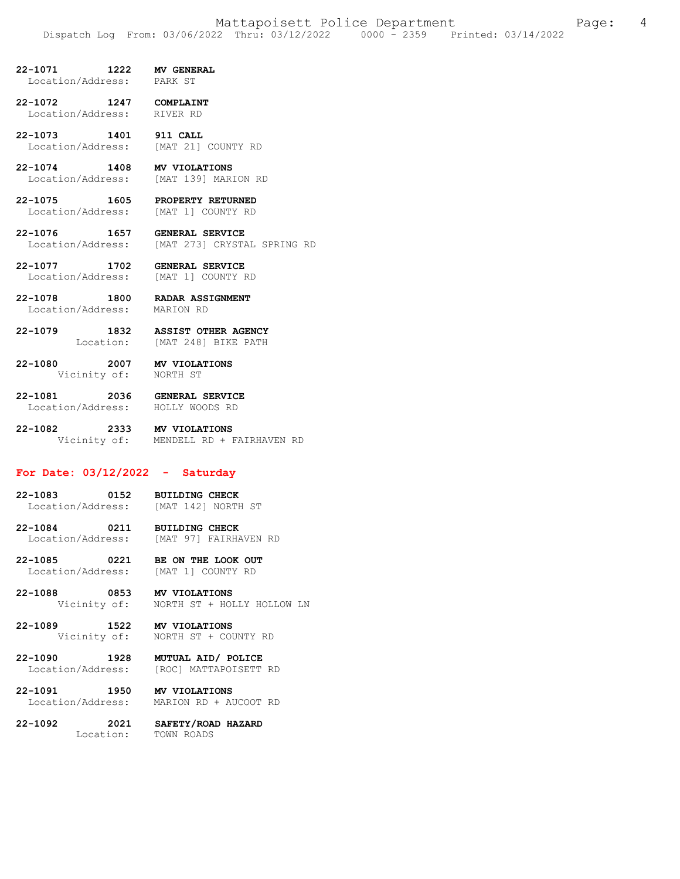22-1071 1222 **MV GENERAL**
Location/Address: PARK ST

22-1072 1247 **COMPLAINT**
Location/Address: RIVER RD

22-1073 1401 **911 CALL**
Location/Address: [MAT 21] COUNTY RD

22-1074 1408 **MV VIOLATIONS**
Location/Address: [MAT 139] MARION RD

22-1075 1605 **PROPERTY RETURNED**
Location/Address: [MAT 1] COUNTY RD

22-1076 1657 **GENERAL SERVICE**
Location/Address: [MAT 273] CRYSTAL SPRING RD

22-1077 1702 **GENERAL SERVICE**
Location/Address: [MAT 1] COUNTY RD

22-1078 1800 **RADAR ASSIGNMENT**
Location/Address: MARION RD

22-1079 1832 **ASSIST OTHER AGENCY**
Location: [MAT 248] BIKE PATH

22-1080 2007 **MV VIOLATIONS**
Vicinity of: NORTH ST

22-1081 2036 **GENERAL SERVICE**
Location/Address: HOLLY WOODS RD

22-1082 2333 **MV VIOLATIONS**
Vicinity of: MENDELL RD + FAIRHAVEN RD

## For Date: 03/12/2022 - Saturday

22-1083 0152 **BUILDING CHECK**
Location/Address: [MAT 142] NORTH ST

22-1084 0211 **BUILDING CHECK**
Location/Address: [MAT 97] FAIRHAVEN RD

22-1085 0221 **BE ON THE LOOK OUT**
Location/Address: [MAT 1] COUNTY RD

22-1088 0853 **MV VIOLATIONS**
Vicinity of: NORTH ST + HOLLY HOLLOW LN

22-1089 1522 **MV VIOLATIONS**
Vicinity of: NORTH ST + COUNTY RD

22-1090 1928 **MUTUAL AID/ POLICE**
Location/Address: [ROC] MATTAPOISETT RD

22-1091 1950 **MV VIOLATIONS**
Location/Address: MARION RD + AUCOOT RD

22-1092 2021 **SAFETY/ROAD HAZARD**
Location: TOWN ROADS